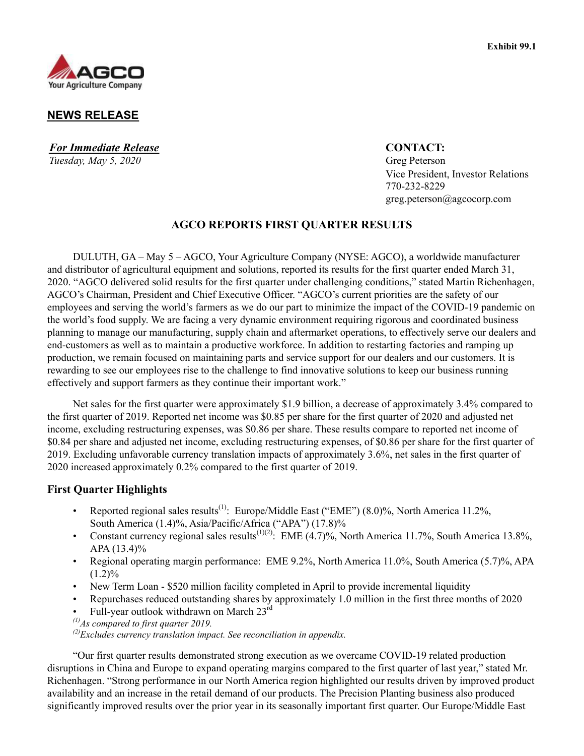Exhibit 99.1

AGCO
Your Agriculture Company

**NEWS RELEASE**

***For Immediate Release***
*Tuesday, May 5, 2020*

**CONTACT:**
Greg Peterson
Vice President, Investor Relations
770-232-8229
greg.peterson@agcocorp.com

## AGCO REPORTS FIRST QUARTER RESULTS

DULUTH, GA – May 5 – AGCO, Your Agriculture Company (NYSE: AGCO), a worldwide manufacturer and distributor of agricultural equipment and solutions, reported its results for the first quarter ended March 31, 2020. "AGCO delivered solid results for the first quarter under challenging conditions," stated Martin Richenhagen, AGCO's Chairman, President and Chief Executive Officer. "AGCO's current priorities are the safety of our employees and serving the world's farmers as we do our part to minimize the impact of the COVID-19 pandemic on the world's food supply. We are facing a very dynamic environment requiring rigorous and coordinated business planning to manage our manufacturing, supply chain and aftermarket operations, to effectively serve our dealers and end-customers as well as to maintain a productive workforce. In addition to restarting factories and ramping up production, we remain focused on maintaining parts and service support for our dealers and our customers. It is rewarding to see our employees rise to the challenge to find innovative solutions to keep our business running effectively and support farmers as they continue their important work."

Net sales for the first quarter were approximately $1.9 billion, a decrease of approximately 3.4% compared to the first quarter of 2019. Reported net income was $0.85 per share for the first quarter of 2020 and adjusted net income, excluding restructuring expenses, was $0.86 per share. These results compare to reported net income of $0.84 per share and adjusted net income, excluding restructuring expenses, of $0.86 per share for the first quarter of 2019. Excluding unfavorable currency translation impacts of approximately 3.6%, net sales in the first quarter of 2020 increased approximately 0.2% compared to the first quarter of 2019.

### First Quarter Highlights

- Reported regional sales results[(1)]: Europe/Middle East ("EME") (8.0)%, North America 11.2%, South America (1.4)%, Asia/Pacific/Africa ("APA") (17.8)%
- Constant currency regional sales results[(1)(2)]: EME (4.7)%, North America 11.7%, South America 13.8%, APA (13.4)%
- Regional operating margin performance: EME 9.2%, North America 11.0%, South America (5.7)%, APA (1.2)%
- New Term Loan - $520 million facility completed in April to provide incremental liquidity
- Repurchases reduced outstanding shares by approximately 1.0 million in the first three months of 2020
- Full-year outlook withdrawn on March 23rd

[(1)] *As compared to first quarter 2019.*
[(2)] *Excludes currency translation impact. See reconciliation in appendix.*

"Our first quarter results demonstrated strong execution as we overcame COVID-19 related production disruptions in China and Europe to expand operating margins compared to the first quarter of last year," stated Mr. Richenhagen. "Strong performance in our North America region highlighted our results driven by improved product availability and an increase in the retail demand of our products. The Precision Planting business also produced significantly improved results over the prior year in its seasonally important first quarter. Our Europe/Middle East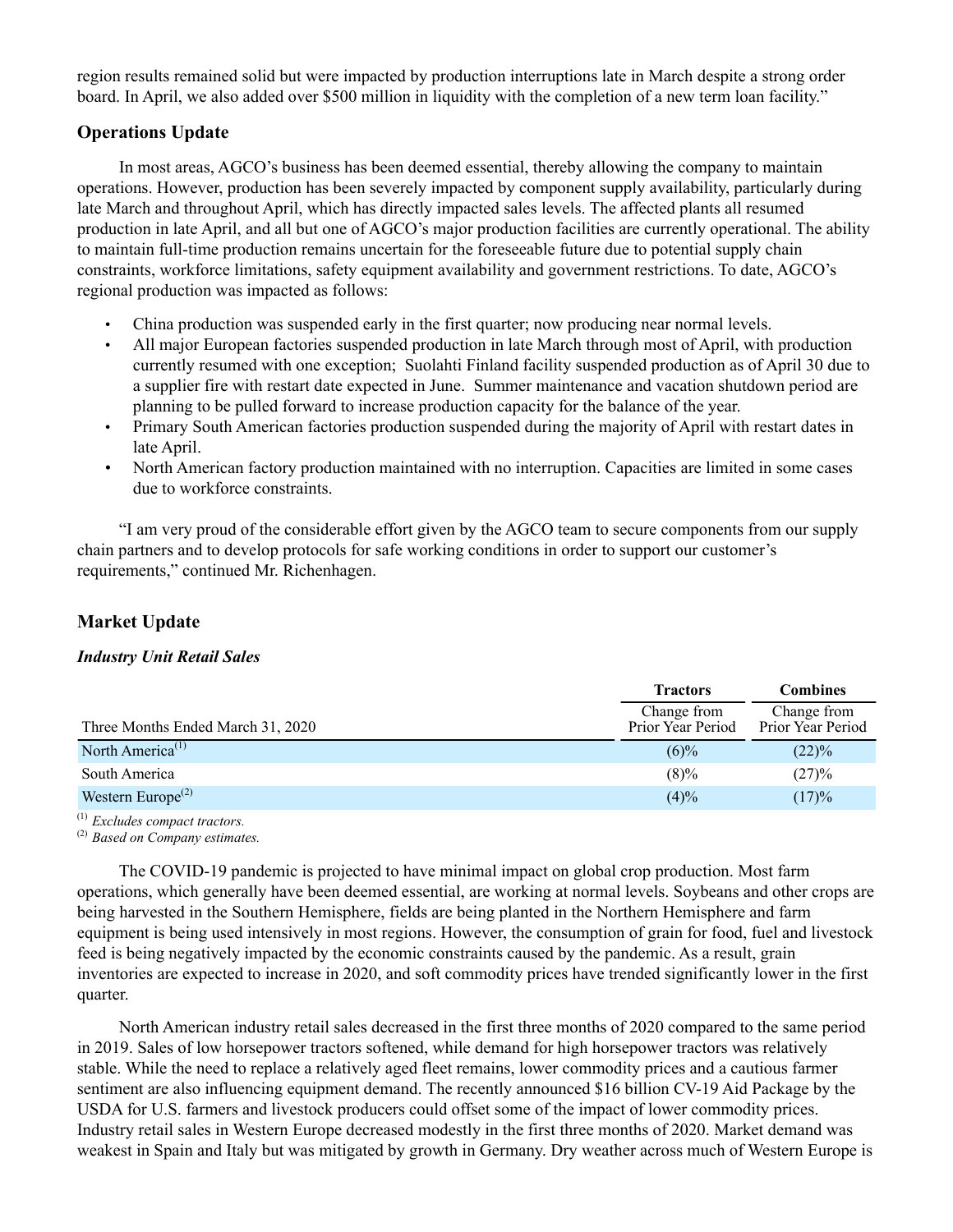region results remained solid but were impacted by production interruptions late in March despite a strong order board. In April, we also added over $500 million in liquidity with the completion of a new term loan facility."

## Operations Update

In most areas, AGCO's business has been deemed essential, thereby allowing the company to maintain operations. However, production has been severely impacted by component supply availability, particularly during late March and throughout April, which has directly impacted sales levels. The affected plants all resumed production in late April, and all but one of AGCO's major production facilities are currently operational. The ability to maintain full-time production remains uncertain for the foreseeable future due to potential supply chain constraints, workforce limitations, safety equipment availability and government restrictions. To date, AGCO's regional production was impacted as follows:

- China production was suspended early in the first quarter; now producing near normal levels.
- All major European factories suspended production in late March through most of April, with production currently resumed with one exception; Suolahti Finland facility suspended production as of April 30 due to a supplier fire with restart date expected in June. Summer maintenance and vacation shutdown period are planning to be pulled forward to increase production capacity for the balance of the year.
- Primary South American factories production suspended during the majority of April with restart dates in late April.
- North American factory production maintained with no interruption. Capacities are limited in some cases due to workforce constraints.

"I am very proud of the considerable effort given by the AGCO team to secure components from our supply chain partners and to develop protocols for safe working conditions in order to support our customer's requirements," continued Mr. Richenhagen.

## Market Update

### *Industry Unit Retail Sales*

| | **Tractors** | **Combines** |
|---|---|---|
| Three Months Ended March 31, 2020 | Change from Prior Year Period | Change from Prior Year Period |
| North America[(1)] | (6)% | (22)% |
| South America | (8)% | (27)% |
| Western Europe[(2)] | (4)% | (17)% |

[(1)] *Excludes compact tractors.*
[(2)] *Based on Company estimates.*

The COVID-19 pandemic is projected to have minimal impact on global crop production. Most farm operations, which generally have been deemed essential, are working at normal levels. Soybeans and other crops are being harvested in the Southern Hemisphere, fields are being planted in the Northern Hemisphere and farm equipment is being used intensively in most regions. However, the consumption of grain for food, fuel and livestock feed is being negatively impacted by the economic constraints caused by the pandemic. As a result, grain inventories are expected to increase in 2020, and soft commodity prices have trended significantly lower in the first quarter.

North American industry retail sales decreased in the first three months of 2020 compared to the same period in 2019. Sales of low horsepower tractors softened, while demand for high horsepower tractors was relatively stable. While the need to replace a relatively aged fleet remains, lower commodity prices and a cautious farmer sentiment are also influencing equipment demand. The recently announced $16 billion CV-19 Aid Package by the USDA for U.S. farmers and livestock producers could offset some of the impact of lower commodity prices. Industry retail sales in Western Europe decreased modestly in the first three months of 2020. Market demand was weakest in Spain and Italy but was mitigated by growth in Germany. Dry weather across much of Western Europe is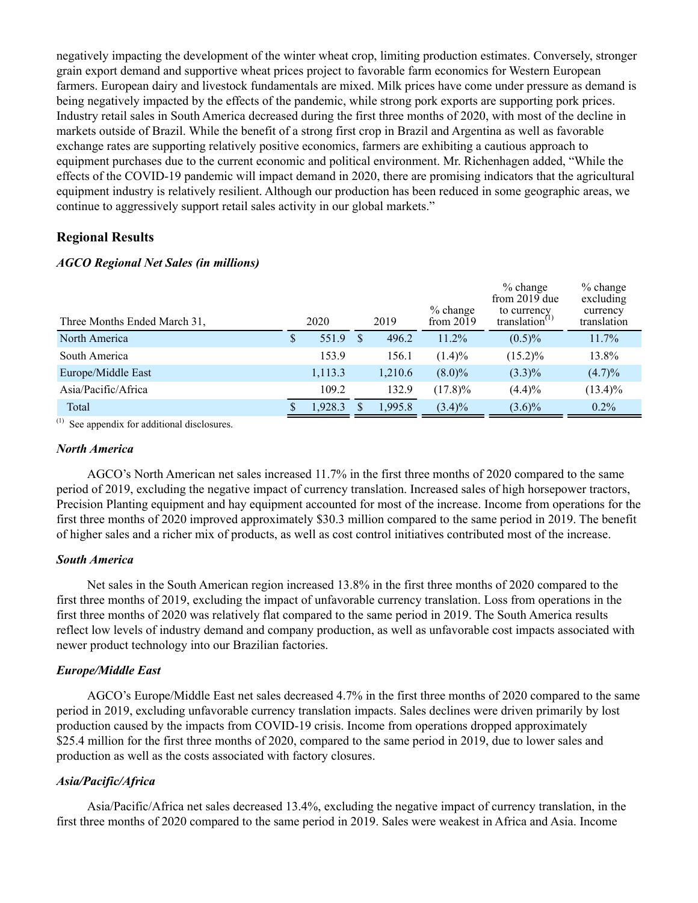negatively impacting the development of the winter wheat crop, limiting production estimates. Conversely, stronger grain export demand and supportive wheat prices project to favorable farm economics for Western European farmers. European dairy and livestock fundamentals are mixed. Milk prices have come under pressure as demand is being negatively impacted by the effects of the pandemic, while strong pork exports are supporting pork prices. Industry retail sales in South America decreased during the first three months of 2020, with most of the decline in markets outside of Brazil. While the benefit of a strong first crop in Brazil and Argentina as well as favorable exchange rates are supporting relatively positive economics, farmers are exhibiting a cautious approach to equipment purchases due to the current economic and political environment. Mr. Richenhagen added, "While the effects of the COVID-19 pandemic will impact demand in 2020, there are promising indicators that the agricultural equipment industry is relatively resilient. Although our production has been reduced in some geographic areas, we continue to aggressively support retail sales activity in our global markets."

## Regional Results

***AGCO Regional Net Sales (in millions)***

| Three Months Ended March 31, | 2020 | 2019 | % change from 2019 | % change from 2019 due to currency translation[1] | % change excluding currency translation |
|---|---|---|---|---|---|
| North America | $ 551.9 | $ 496.2 | 11.2% | (0.5)% | 11.7% |
| South America | 153.9 | 156.1 | (1.4)% | (15.2)% | 13.8% |
| Europe/Middle East | 1,113.3 | 1,210.6 | (8.0)% | (3.3)% | (4.7)% |
| Asia/Pacific/Africa | 109.2 | 132.9 | (17.8)% | (4.4)% | (13.4)% |
| Total | $ 1,928.3 | $ 1,995.8 | (3.4)% | (3.6)% | 0.2% |

[1] See appendix for additional disclosures.

***North America***

AGCO's North American net sales increased 11.7% in the first three months of 2020 compared to the same period of 2019, excluding the negative impact of currency translation. Increased sales of high horsepower tractors, Precision Planting equipment and hay equipment accounted for most of the increase. Income from operations for the first three months of 2020 improved approximately $30.3 million compared to the same period in 2019. The benefit of higher sales and a richer mix of products, as well as cost control initiatives contributed most of the increase.

***South America***

Net sales in the South American region increased 13.8% in the first three months of 2020 compared to the first three months of 2019, excluding the impact of unfavorable currency translation. Loss from operations in the first three months of 2020 was relatively flat compared to the same period in 2019. The South America results reflect low levels of industry demand and company production, as well as unfavorable cost impacts associated with newer product technology into our Brazilian factories.

***Europe/Middle East***

AGCO's Europe/Middle East net sales decreased 4.7% in the first three months of 2020 compared to the same period in 2019, excluding unfavorable currency translation impacts. Sales declines were driven primarily by lost production caused by the impacts from COVID-19 crisis. Income from operations dropped approximately $25.4 million for the first three months of 2020, compared to the same period in 2019, due to lower sales and production as well as the costs associated with factory closures.

***Asia/Pacific/Africa***

Asia/Pacific/Africa net sales decreased 13.4%, excluding the negative impact of currency translation, in the first three months of 2020 compared to the same period in 2019. Sales were weakest in Africa and Asia. Income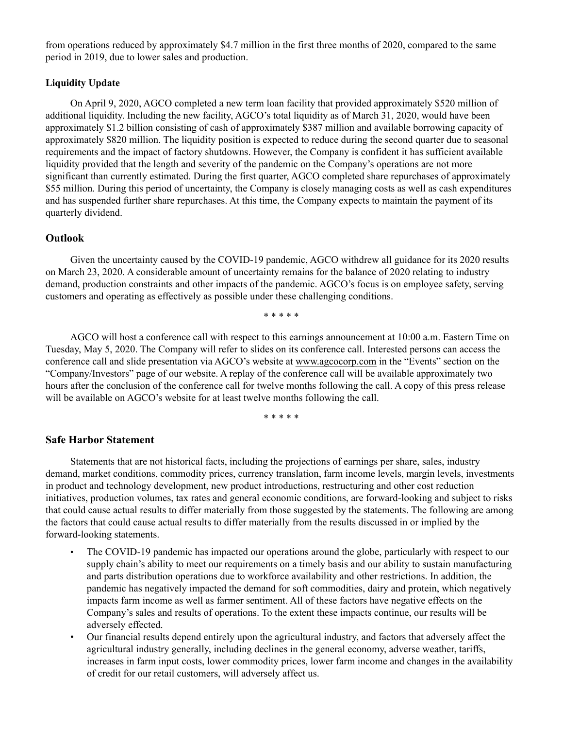from operations reduced by approximately $4.7 million in the first three months of 2020, compared to the same period in 2019, due to lower sales and production.

**Liquidity Update**

On April 9, 2020, AGCO completed a new term loan facility that provided approximately $520 million of additional liquidity. Including the new facility, AGCO's total liquidity as of March 31, 2020, would have been approximately $1.2 billion consisting of cash of approximately $387 million and available borrowing capacity of approximately $820 million. The liquidity position is expected to reduce during the second quarter due to seasonal requirements and the impact of factory shutdowns. However, the Company is confident it has sufficient available liquidity provided that the length and severity of the pandemic on the Company's operations are not more significant than currently estimated. During the first quarter, AGCO completed share repurchases of approximately $55 million. During this period of uncertainty, the Company is closely managing costs as well as cash expenditures and has suspended further share repurchases. At this time, the Company expects to maintain the payment of its quarterly dividend.

## Outlook

Given the uncertainty caused by the COVID-19 pandemic, AGCO withdrew all guidance for its 2020 results on March 23, 2020. A considerable amount of uncertainty remains for the balance of 2020 relating to industry demand, production constraints and other impacts of the pandemic. AGCO's focus is on employee safety, serving customers and operating as effectively as possible under these challenging conditions.

\* \* \* \* \*

AGCO will host a conference call with respect to this earnings announcement at 10:00 a.m. Eastern Time on Tuesday, May 5, 2020. The Company will refer to slides on its conference call. Interested persons can access the conference call and slide presentation via AGCO's website at www.agcocorp.com in the "Events" section on the "Company/Investors" page of our website. A replay of the conference call will be available approximately two hours after the conclusion of the conference call for twelve months following the call. A copy of this press release will be available on AGCO's website for at least twelve months following the call.

\* \* \* \* \*

## Safe Harbor Statement

Statements that are not historical facts, including the projections of earnings per share, sales, industry demand, market conditions, commodity prices, currency translation, farm income levels, margin levels, investments in product and technology development, new product introductions, restructuring and other cost reduction initiatives, production volumes, tax rates and general economic conditions, are forward-looking and subject to risks that could cause actual results to differ materially from those suggested by the statements. The following are among the factors that could cause actual results to differ materially from the results discussed in or implied by the forward-looking statements.

- The COVID-19 pandemic has impacted our operations around the globe, particularly with respect to our supply chain's ability to meet our requirements on a timely basis and our ability to sustain manufacturing and parts distribution operations due to workforce availability and other restrictions. In addition, the pandemic has negatively impacted the demand for soft commodities, dairy and protein, which negatively impacts farm income as well as farmer sentiment. All of these factors have negative effects on the Company's sales and results of operations. To the extent these impacts continue, our results will be adversely effected.
- Our financial results depend entirely upon the agricultural industry, and factors that adversely affect the agricultural industry generally, including declines in the general economy, adverse weather, tariffs, increases in farm input costs, lower commodity prices, lower farm income and changes in the availability of credit for our retail customers, will adversely affect us.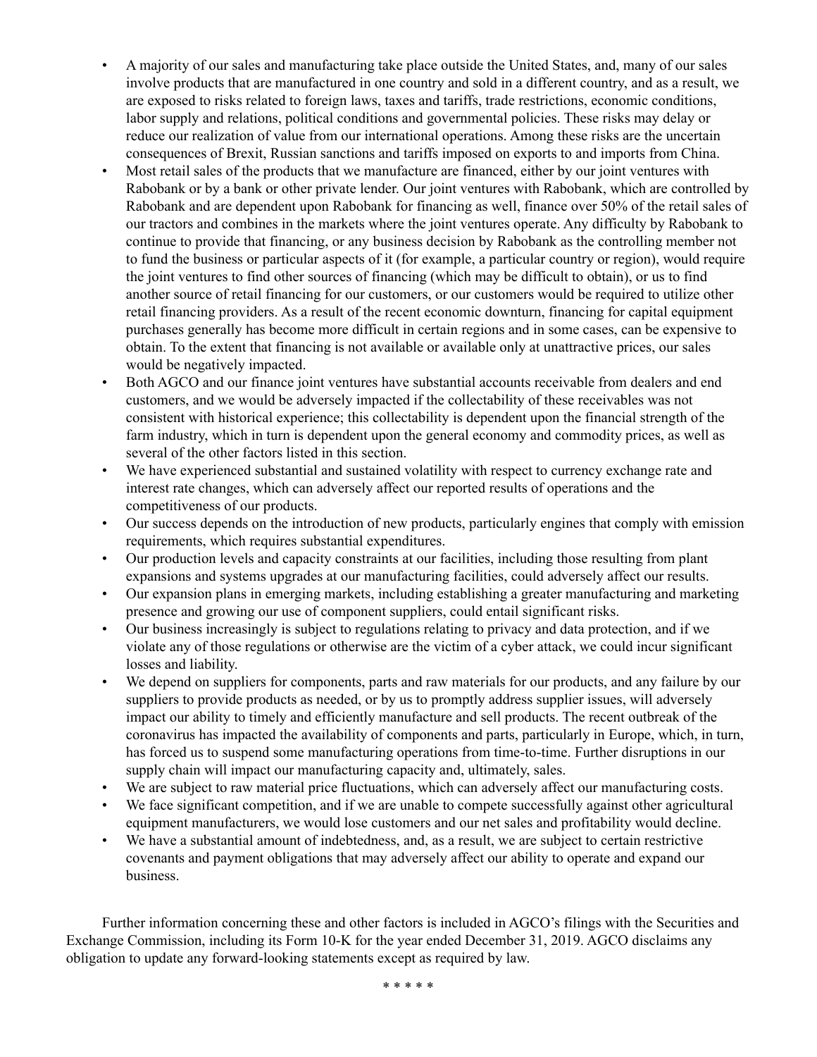- A majority of our sales and manufacturing take place outside the United States, and, many of our sales involve products that are manufactured in one country and sold in a different country, and as a result, we are exposed to risks related to foreign laws, taxes and tariffs, trade restrictions, economic conditions, labor supply and relations, political conditions and governmental policies. These risks may delay or reduce our realization of value from our international operations. Among these risks are the uncertain consequences of Brexit, Russian sanctions and tariffs imposed on exports to and imports from China.
- Most retail sales of the products that we manufacture are financed, either by our joint ventures with Rabobank or by a bank or other private lender. Our joint ventures with Rabobank, which are controlled by Rabobank and are dependent upon Rabobank for financing as well, finance over 50% of the retail sales of our tractors and combines in the markets where the joint ventures operate. Any difficulty by Rabobank to continue to provide that financing, or any business decision by Rabobank as the controlling member not to fund the business or particular aspects of it (for example, a particular country or region), would require the joint ventures to find other sources of financing (which may be difficult to obtain), or us to find another source of retail financing for our customers, or our customers would be required to utilize other retail financing providers. As a result of the recent economic downturn, financing for capital equipment purchases generally has become more difficult in certain regions and in some cases, can be expensive to obtain. To the extent that financing is not available or available only at unattractive prices, our sales would be negatively impacted.
- Both AGCO and our finance joint ventures have substantial accounts receivable from dealers and end customers, and we would be adversely impacted if the collectability of these receivables was not consistent with historical experience; this collectability is dependent upon the financial strength of the farm industry, which in turn is dependent upon the general economy and commodity prices, as well as several of the other factors listed in this section.
- We have experienced substantial and sustained volatility with respect to currency exchange rate and interest rate changes, which can adversely affect our reported results of operations and the competitiveness of our products.
- Our success depends on the introduction of new products, particularly engines that comply with emission requirements, which requires substantial expenditures.
- Our production levels and capacity constraints at our facilities, including those resulting from plant expansions and systems upgrades at our manufacturing facilities, could adversely affect our results.
- Our expansion plans in emerging markets, including establishing a greater manufacturing and marketing presence and growing our use of component suppliers, could entail significant risks.
- Our business increasingly is subject to regulations relating to privacy and data protection, and if we violate any of those regulations or otherwise are the victim of a cyber attack, we could incur significant losses and liability.
- We depend on suppliers for components, parts and raw materials for our products, and any failure by our suppliers to provide products as needed, or by us to promptly address supplier issues, will adversely impact our ability to timely and efficiently manufacture and sell products. The recent outbreak of the coronavirus has impacted the availability of components and parts, particularly in Europe, which, in turn, has forced us to suspend some manufacturing operations from time-to-time. Further disruptions in our supply chain will impact our manufacturing capacity and, ultimately, sales.
- We are subject to raw material price fluctuations, which can adversely affect our manufacturing costs.
- We face significant competition, and if we are unable to compete successfully against other agricultural equipment manufacturers, we would lose customers and our net sales and profitability would decline.
- We have a substantial amount of indebtedness, and, as a result, we are subject to certain restrictive covenants and payment obligations that may adversely affect our ability to operate and expand our business.

Further information concerning these and other factors is included in AGCO's filings with the Securities and Exchange Commission, including its Form 10-K for the year ended December 31, 2019. AGCO disclaims any obligation to update any forward-looking statements except as required by law.

\* \* \* \* \*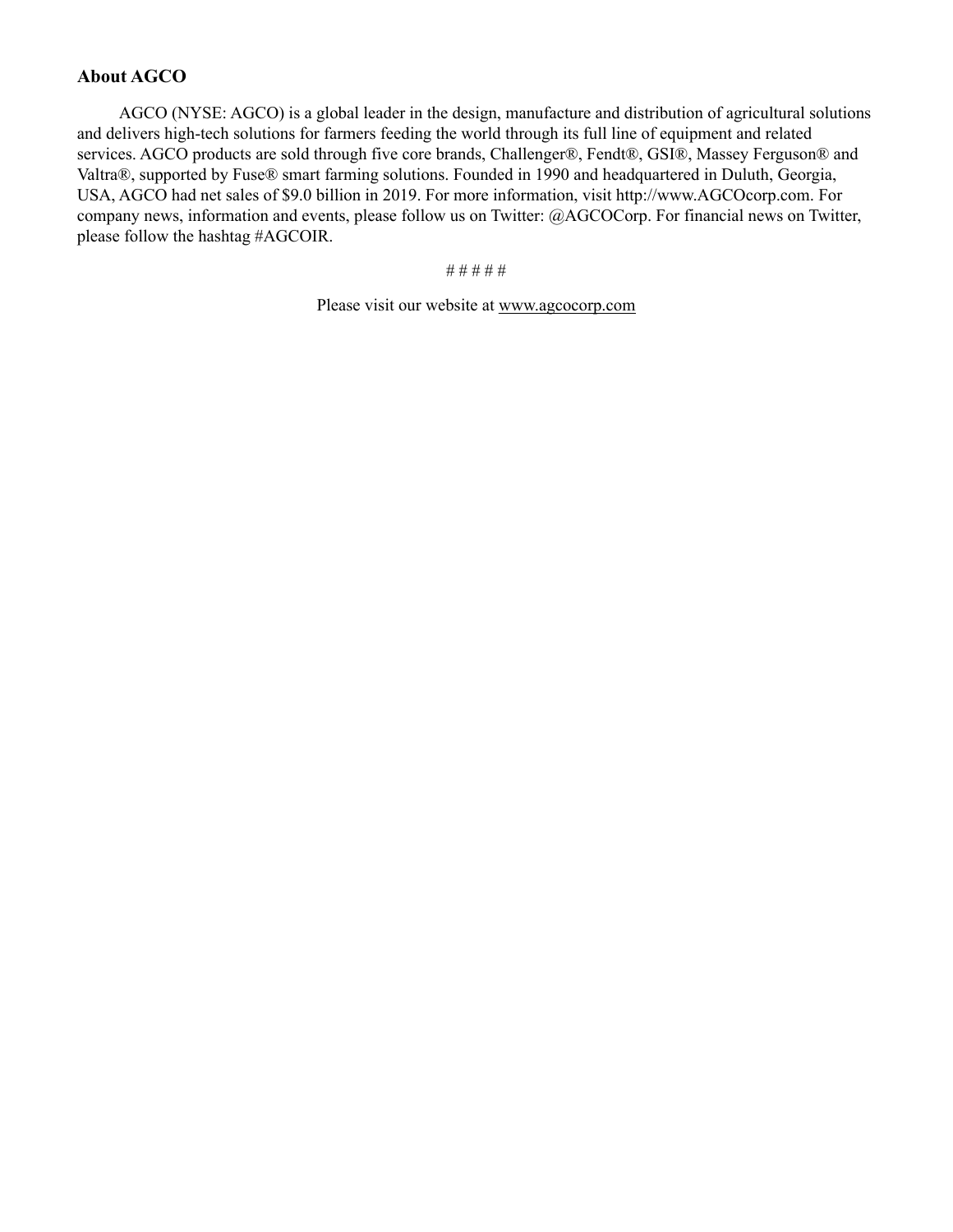## About AGCO

AGCO (NYSE: AGCO) is a global leader in the design, manufacture and distribution of agricultural solutions and delivers high-tech solutions for farmers feeding the world through its full line of equipment and related services. AGCO products are sold through five core brands, Challenger®, Fendt®, GSI®, Massey Ferguson® and Valtra®, supported by Fuse® smart farming solutions. Founded in 1990 and headquartered in Duluth, Georgia, USA, AGCO had net sales of $9.0 billion in 2019. For more information, visit http://www.AGCOcorp.com. For company news, information and events, please follow us on Twitter: @AGCOCorp. For financial news on Twitter, please follow the hashtag #AGCOIR.

# # # # #

Please visit our website at www.agcocorp.com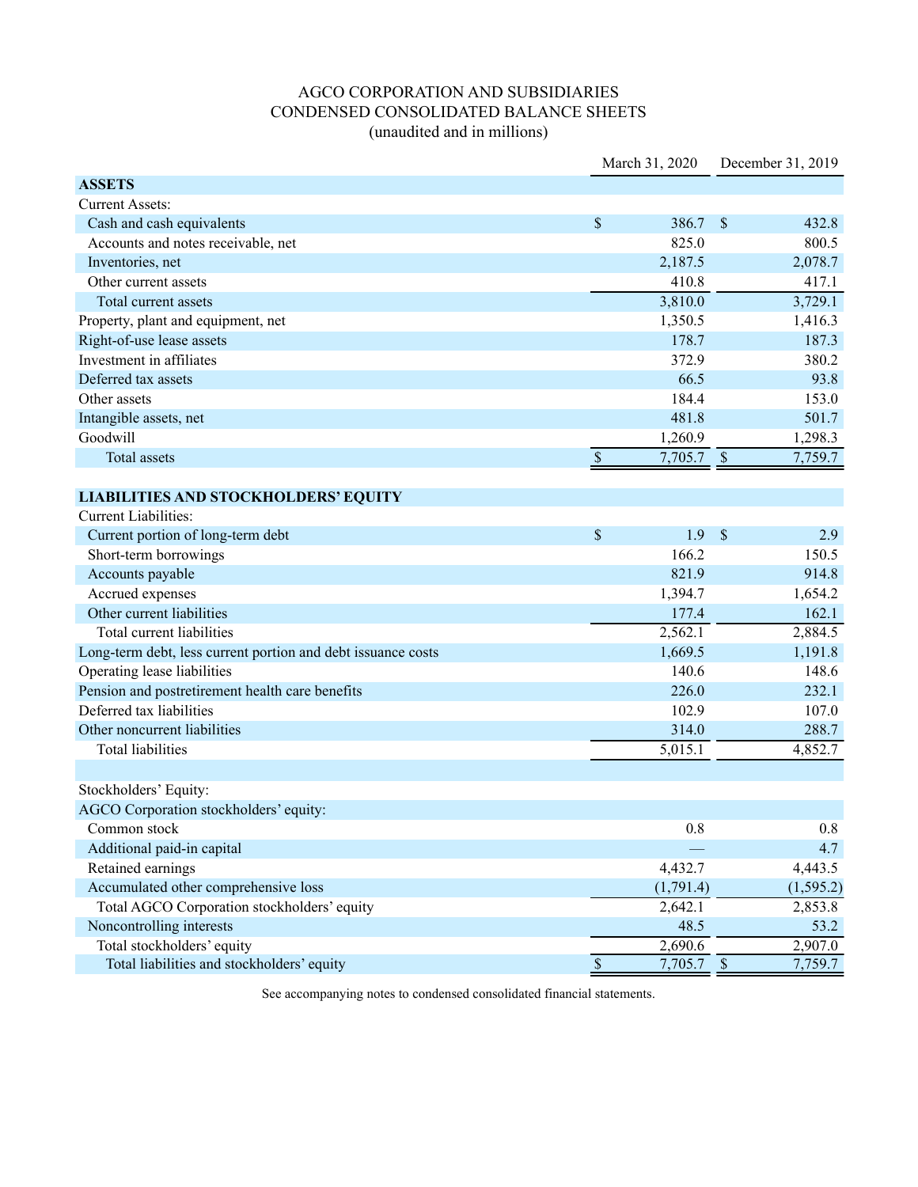# AGCO CORPORATION AND SUBSIDIARIES
## CONDENSED CONSOLIDATED BALANCE SHEETS
(unaudited and in millions)

| | March 31, 2020 | December 31, 2019 |
|---|---|---|
| **ASSETS** | | |
| Current Assets: | | |
| Cash and cash equivalents | $ 386.7 | $ 432.8 |
| Accounts and notes receivable, net | 825.0 | 800.5 |
| Inventories, net | 2,187.5 | 2,078.7 |
| Other current assets | 410.8 | 417.1 |
| Total current assets | 3,810.0 | 3,729.1 |
| Property, plant and equipment, net | 1,350.5 | 1,416.3 |
| Right-of-use lease assets | 178.7 | 187.3 |
| Investment in affiliates | 372.9 | 380.2 |
| Deferred tax assets | 66.5 | 93.8 |
| Other assets | 184.4 | 153.0 |
| Intangible assets, net | 481.8 | 501.7 |
| Goodwill | 1,260.9 | 1,298.3 |
| Total assets | $ 7,705.7 | $ 7,759.7 |
| **LIABILITIES AND STOCKHOLDERS' EQUITY** | | |
| Current Liabilities: | | |
| Current portion of long-term debt | $ 1.9 | $ 2.9 |
| Short-term borrowings | 166.2 | 150.5 |
| Accounts payable | 821.9 | 914.8 |
| Accrued expenses | 1,394.7 | 1,654.2 |
| Other current liabilities | 177.4 | 162.1 |
| Total current liabilities | 2,562.1 | 2,884.5 |
| Long-term debt, less current portion and debt issuance costs | 1,669.5 | 1,191.8 |
| Operating lease liabilities | 140.6 | 148.6 |
| Pension and postretirement health care benefits | 226.0 | 232.1 |
| Deferred tax liabilities | 102.9 | 107.0 |
| Other noncurrent liabilities | 314.0 | 288.7 |
| Total liabilities | 5,015.1 | 4,852.7 |
| | | |
| Stockholders' Equity: | | |
| AGCO Corporation stockholders' equity: | | |
| Common stock | 0.8 | 0.8 |
| Additional paid-in capital | — | 4.7 |
| Retained earnings | 4,432.7 | 4,443.5 |
| Accumulated other comprehensive loss | (1,791.4) | (1,595.2) |
| Total AGCO Corporation stockholders' equity | 2,642.1 | 2,853.8 |
| Noncontrolling interests | 48.5 | 53.2 |
| Total stockholders' equity | 2,690.6 | 2,907.0 |
| Total liabilities and stockholders' equity | $ 7,705.7 | $ 7,759.7 |

See accompanying notes to condensed consolidated financial statements.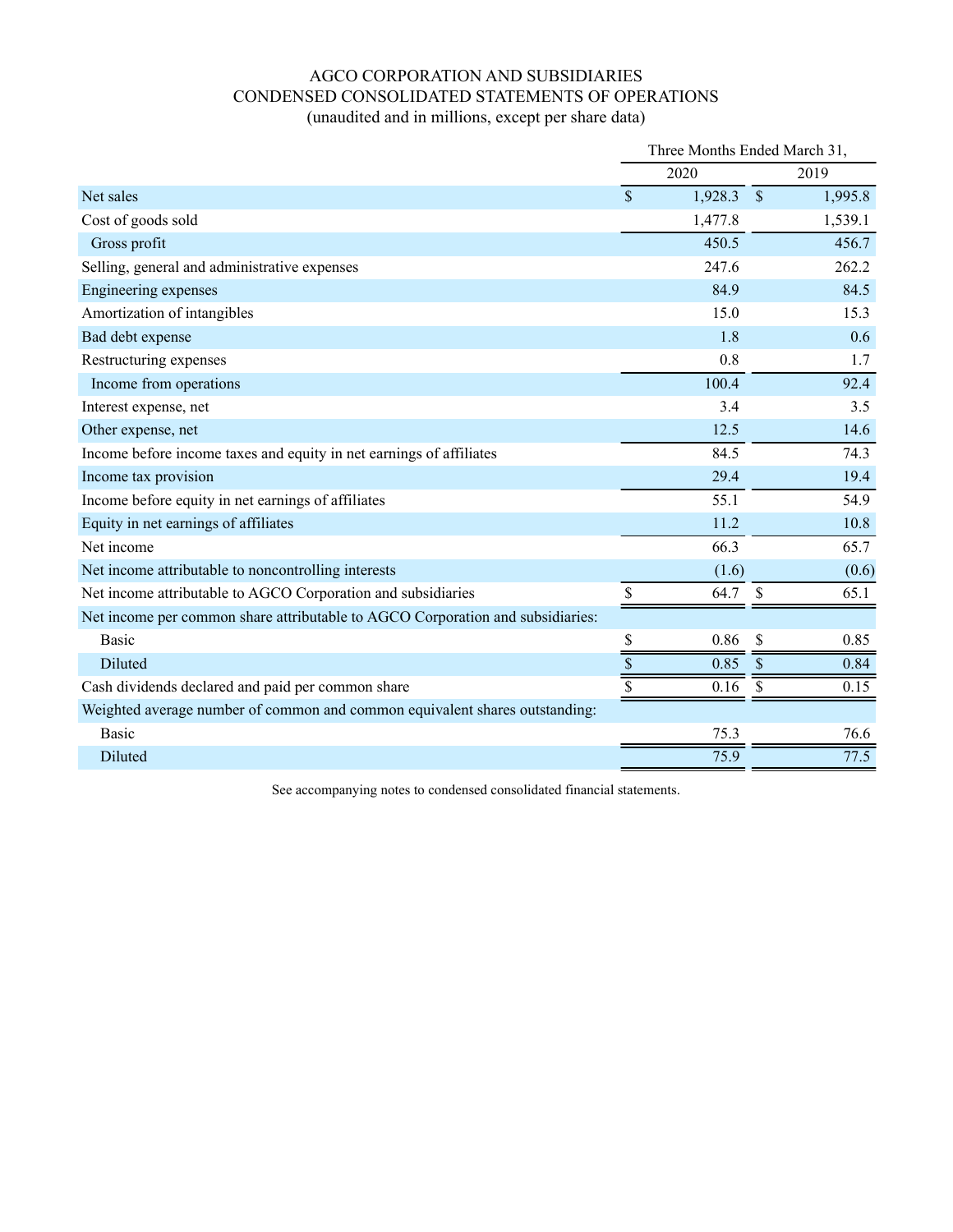# AGCO CORPORATION AND SUBSIDIARIES
## CONDENSED CONSOLIDATED STATEMENTS OF OPERATIONS
(unaudited and in millions, except per share data)

| | Three Months Ended March 31, | |
|---|---|---|
| | 2020 | 2019 |
| Net sales | $ 1,928.3 | $ 1,995.8 |
| Cost of goods sold | 1,477.8 | 1,539.1 |
| Gross profit | 450.5 | 456.7 |
| Selling, general and administrative expenses | 247.6 | 262.2 |
| Engineering expenses | 84.9 | 84.5 |
| Amortization of intangibles | 15.0 | 15.3 |
| Bad debt expense | 1.8 | 0.6 |
| Restructuring expenses | 0.8 | 1.7 |
| Income from operations | 100.4 | 92.4 |
| Interest expense, net | 3.4 | 3.5 |
| Other expense, net | 12.5 | 14.6 |
| Income before income taxes and equity in net earnings of affiliates | 84.5 | 74.3 |
| Income tax provision | 29.4 | 19.4 |
| Income before equity in net earnings of affiliates | 55.1 | 54.9 |
| Equity in net earnings of affiliates | 11.2 | 10.8 |
| Net income | 66.3 | 65.7 |
| Net income attributable to noncontrolling interests | (1.6) | (0.6) |
| Net income attributable to AGCO Corporation and subsidiaries | $ 64.7 | $ 65.1 |
| Net income per common share attributable to AGCO Corporation and subsidiaries: | | |
| Basic | $ 0.86 | $ 0.85 |
| Diluted | $ 0.85 | $ 0.84 |
| Cash dividends declared and paid per common share | $ 0.16 | $ 0.15 |
| Weighted average number of common and common equivalent shares outstanding: | | |
| Basic | 75.3 | 76.6 |
| Diluted | 75.9 | 77.5 |

See accompanying notes to condensed consolidated financial statements.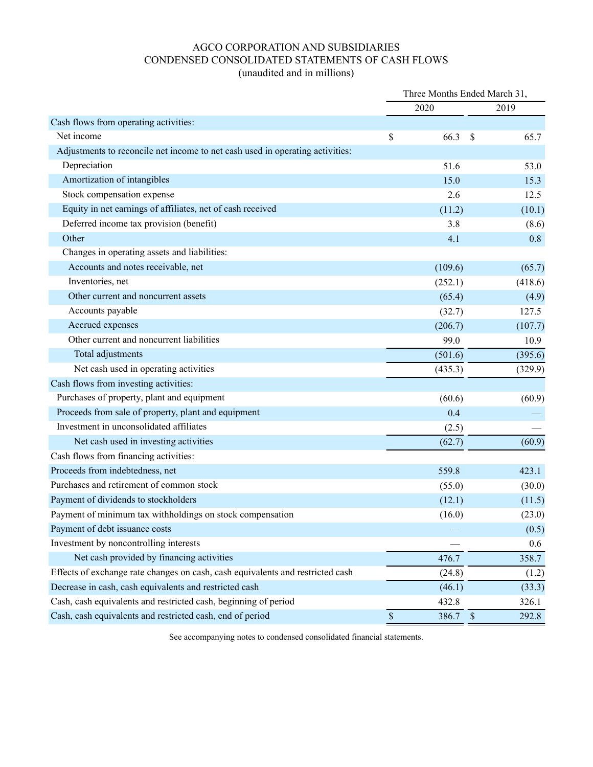# AGCO CORPORATION AND SUBSIDIARIES
## CONDENSED CONSOLIDATED STATEMENTS OF CASH FLOWS
(unaudited and in millions)

| | Three Months Ended March 31, | |
|---|---|---|
| | 2020 | 2019 |
| Cash flows from operating activities: | | |
| Net income | $ 66.3 | $ 65.7 |
| Adjustments to reconcile net income to net cash used in operating activities: | | |
| Depreciation | 51.6 | 53.0 |
| Amortization of intangibles | 15.0 | 15.3 |
| Stock compensation expense | 2.6 | 12.5 |
| Equity in net earnings of affiliates, net of cash received | (11.2) | (10.1) |
| Deferred income tax provision (benefit) | 3.8 | (8.6) |
| Other | 4.1 | 0.8 |
| Changes in operating assets and liabilities: | | |
| Accounts and notes receivable, net | (109.6) | (65.7) |
| Inventories, net | (252.1) | (418.6) |
| Other current and noncurrent assets | (65.4) | (4.9) |
| Accounts payable | (32.7) | 127.5 |
| Accrued expenses | (206.7) | (107.7) |
| Other current and noncurrent liabilities | 99.0 | 10.9 |
| Total adjustments | (501.6) | (395.6) |
| Net cash used in operating activities | (435.3) | (329.9) |
| Cash flows from investing activities: | | |
| Purchases of property, plant and equipment | (60.6) | (60.9) |
| Proceeds from sale of property, plant and equipment | 0.4 | — |
| Investment in unconsolidated affiliates | (2.5) | — |
| Net cash used in investing activities | (62.7) | (60.9) |
| Cash flows from financing activities: | | |
| Proceeds from indebtedness, net | 559.8 | 423.1 |
| Purchases and retirement of common stock | (55.0) | (30.0) |
| Payment of dividends to stockholders | (12.1) | (11.5) |
| Payment of minimum tax withholdings on stock compensation | (16.0) | (23.0) |
| Payment of debt issuance costs | — | (0.5) |
| Investment by noncontrolling interests | — | 0.6 |
| Net cash provided by financing activities | 476.7 | 358.7 |
| Effects of exchange rate changes on cash, cash equivalents and restricted cash | (24.8) | (1.2) |
| Decrease in cash, cash equivalents and restricted cash | (46.1) | (33.3) |
| Cash, cash equivalents and restricted cash, beginning of period | 432.8 | 326.1 |
| Cash, cash equivalents and restricted cash, end of period | $ 386.7 | $ 292.8 |

See accompanying notes to condensed consolidated financial statements.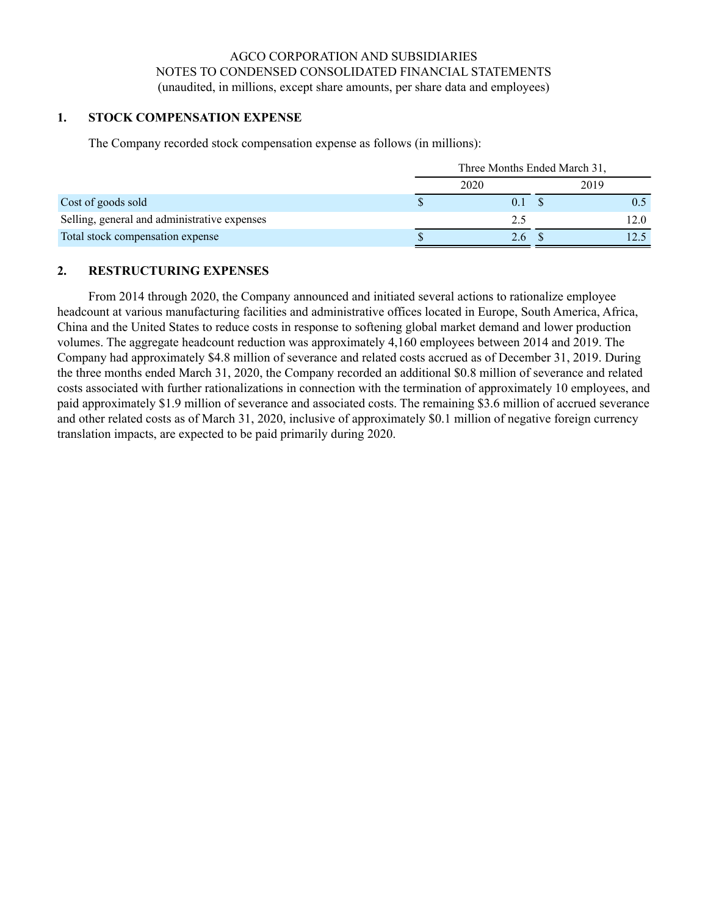AGCO CORPORATION AND SUBSIDIARIES
NOTES TO CONDENSED CONSOLIDATED FINANCIAL STATEMENTS
(unaudited, in millions, except share amounts, per share data and employees)

## 1. STOCK COMPENSATION EXPENSE

The Company recorded stock compensation expense as follows (in millions):

| | Three Months Ended March 31, | |
|---|---|---|
| | 2020 | 2019 |
| Cost of goods sold | $ 0.1 | $ 0.5 |
| Selling, general and administrative expenses | 2.5 | 12.0 |
| Total stock compensation expense | $ 2.6 | $ 12.5 |

## 2. RESTRUCTURING EXPENSES

From 2014 through 2020, the Company announced and initiated several actions to rationalize employee headcount at various manufacturing facilities and administrative offices located in Europe, South America, Africa, China and the United States to reduce costs in response to softening global market demand and lower production volumes. The aggregate headcount reduction was approximately 4,160 employees between 2014 and 2019. The Company had approximately $4.8 million of severance and related costs accrued as of December 31, 2019. During the three months ended March 31, 2020, the Company recorded an additional $0.8 million of severance and related costs associated with further rationalizations in connection with the termination of approximately 10 employees, and paid approximately $1.9 million of severance and associated costs. The remaining $3.6 million of accrued severance and other related costs as of March 31, 2020, inclusive of approximately $0.1 million of negative foreign currency translation impacts, are expected to be paid primarily during 2020.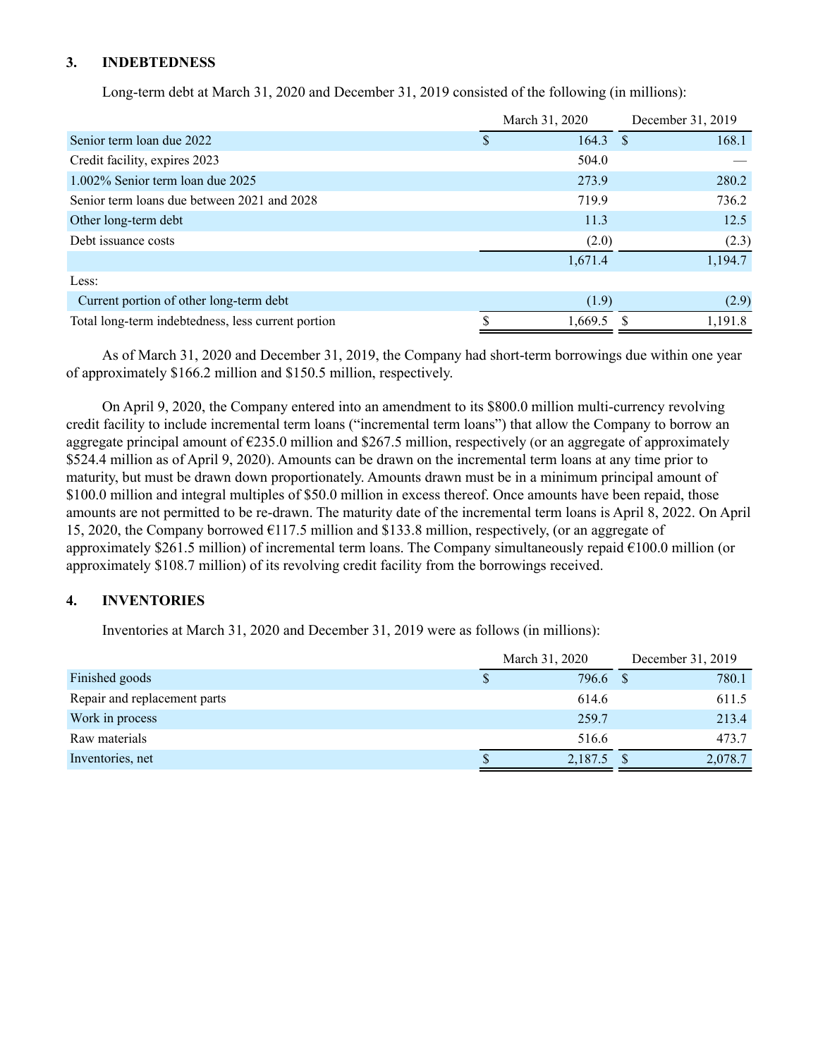## 3. INDEBTEDNESS

Long-term debt at March 31, 2020 and December 31, 2019 consisted of the following (in millions):

| | March 31, 2020 | December 31, 2019 |
|---|---|---|
| Senior term loan due 2022 | $ 164.3 | $ 168.1 |
| Credit facility, expires 2023 | 504.0 | — |
| 1.002% Senior term loan due 2025 | 273.9 | 280.2 |
| Senior term loans due between 2021 and 2028 | 719.9 | 736.2 |
| Other long-term debt | 11.3 | 12.5 |
| Debt issuance costs | (2.0) | (2.3) |
| | 1,671.4 | 1,194.7 |
| Less: | | |
| Current portion of other long-term debt | (1.9) | (2.9) |
| Total long-term indebtedness, less current portion | $ 1,669.5 | $ 1,191.8 |

As of March 31, 2020 and December 31, 2019, the Company had short-term borrowings due within one year of approximately $166.2 million and $150.5 million, respectively.

On April 9, 2020, the Company entered into an amendment to its $800.0 million multi-currency revolving credit facility to include incremental term loans ("incremental term loans") that allow the Company to borrow an aggregate principal amount of €235.0 million and $267.5 million, respectively (or an aggregate of approximately $524.4 million as of April 9, 2020). Amounts can be drawn on the incremental term loans at any time prior to maturity, but must be drawn down proportionately. Amounts drawn must be in a minimum principal amount of $100.0 million and integral multiples of $50.0 million in excess thereof. Once amounts have been repaid, those amounts are not permitted to be re-drawn. The maturity date of the incremental term loans is April 8, 2022. On April 15, 2020, the Company borrowed €117.5 million and $133.8 million, respectively, (or an aggregate of approximately $261.5 million) of incremental term loans. The Company simultaneously repaid €100.0 million (or approximately $108.7 million) of its revolving credit facility from the borrowings received.

## 4. INVENTORIES

Inventories at March 31, 2020 and December 31, 2019 were as follows (in millions):

| | March 31, 2020 | December 31, 2019 |
|---|---|---|
| Finished goods | $ 796.6 | $ 780.1 |
| Repair and replacement parts | 614.6 | 611.5 |
| Work in process | 259.7 | 213.4 |
| Raw materials | 516.6 | 473.7 |
| Inventories, net | $ 2,187.5 | $ 2,078.7 |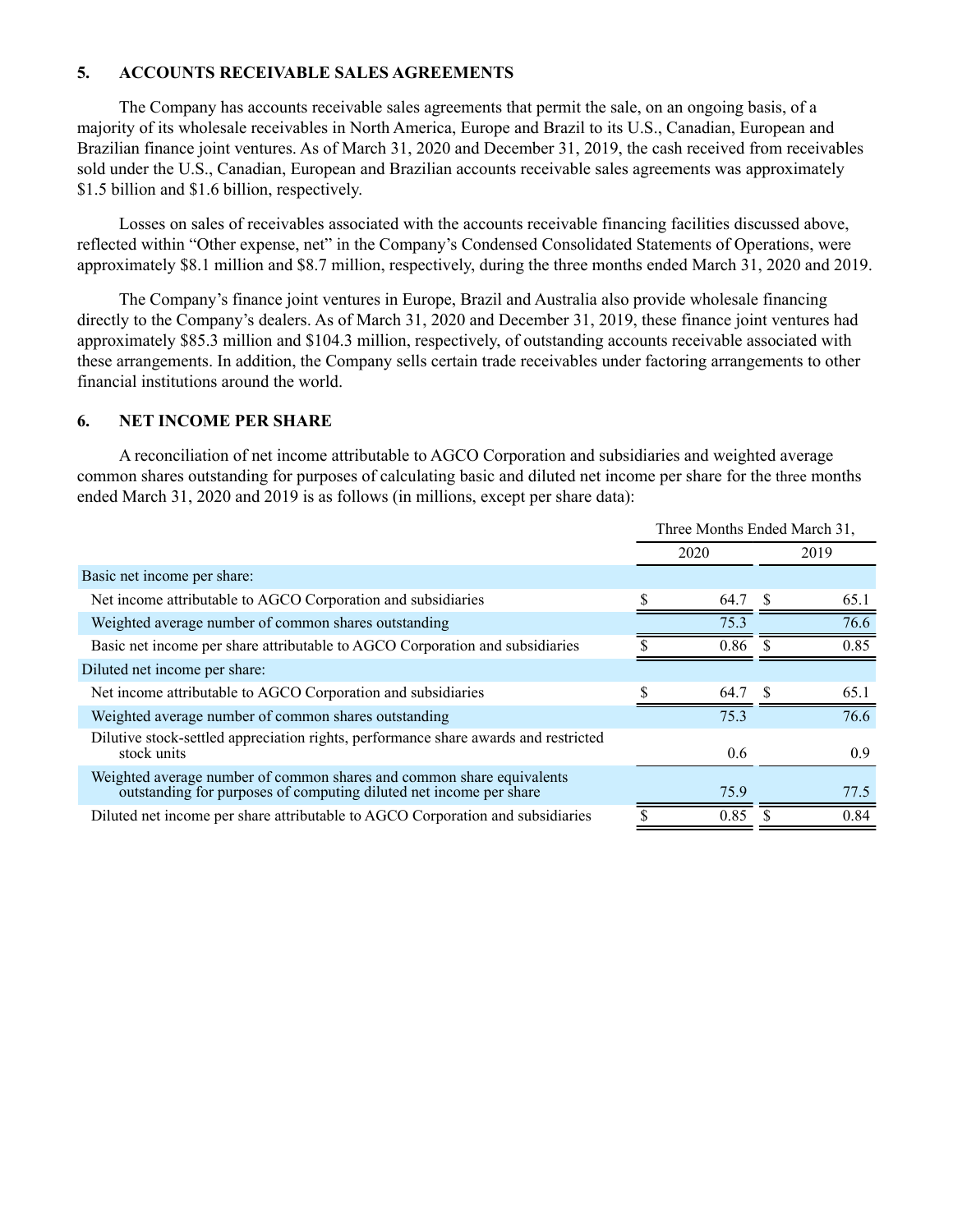## 5. ACCOUNTS RECEIVABLE SALES AGREEMENTS

The Company has accounts receivable sales agreements that permit the sale, on an ongoing basis, of a majority of its wholesale receivables in North America, Europe and Brazil to its U.S., Canadian, European and Brazilian finance joint ventures. As of March 31, 2020 and December 31, 2019, the cash received from receivables sold under the U.S., Canadian, European and Brazilian accounts receivable sales agreements was approximately $1.5 billion and $1.6 billion, respectively.

Losses on sales of receivables associated with the accounts receivable financing facilities discussed above, reflected within "Other expense, net" in the Company's Condensed Consolidated Statements of Operations, were approximately $8.1 million and $8.7 million, respectively, during the three months ended March 31, 2020 and 2019.

The Company's finance joint ventures in Europe, Brazil and Australia also provide wholesale financing directly to the Company's dealers. As of March 31, 2020 and December 31, 2019, these finance joint ventures had approximately $85.3 million and $104.3 million, respectively, of outstanding accounts receivable associated with these arrangements. In addition, the Company sells certain trade receivables under factoring arrangements to other financial institutions around the world.

## 6. NET INCOME PER SHARE

A reconciliation of net income attributable to AGCO Corporation and subsidiaries and weighted average common shares outstanding for purposes of calculating basic and diluted net income per share for the three months ended March 31, 2020 and 2019 is as follows (in millions, except per share data):

| | Three Months Ended March 31, | |
|---|---|---|
| | 2020 | 2019 |
| Basic net income per share: | | |
| Net income attributable to AGCO Corporation and subsidiaries | $ 64.7 | $ 65.1 |
| Weighted average number of common shares outstanding | 75.3 | 76.6 |
| Basic net income per share attributable to AGCO Corporation and subsidiaries | $ 0.86 | $ 0.85 |
| Diluted net income per share: | | |
| Net income attributable to AGCO Corporation and subsidiaries | $ 64.7 | $ 65.1 |
| Weighted average number of common shares outstanding | 75.3 | 76.6 |
| Dilutive stock-settled appreciation rights, performance share awards and restricted stock units | 0.6 | 0.9 |
| Weighted average number of common shares and common share equivalents outstanding for purposes of computing diluted net income per share | 75.9 | 77.5 |
| Diluted net income per share attributable to AGCO Corporation and subsidiaries | $ 0.85 | $ 0.84 |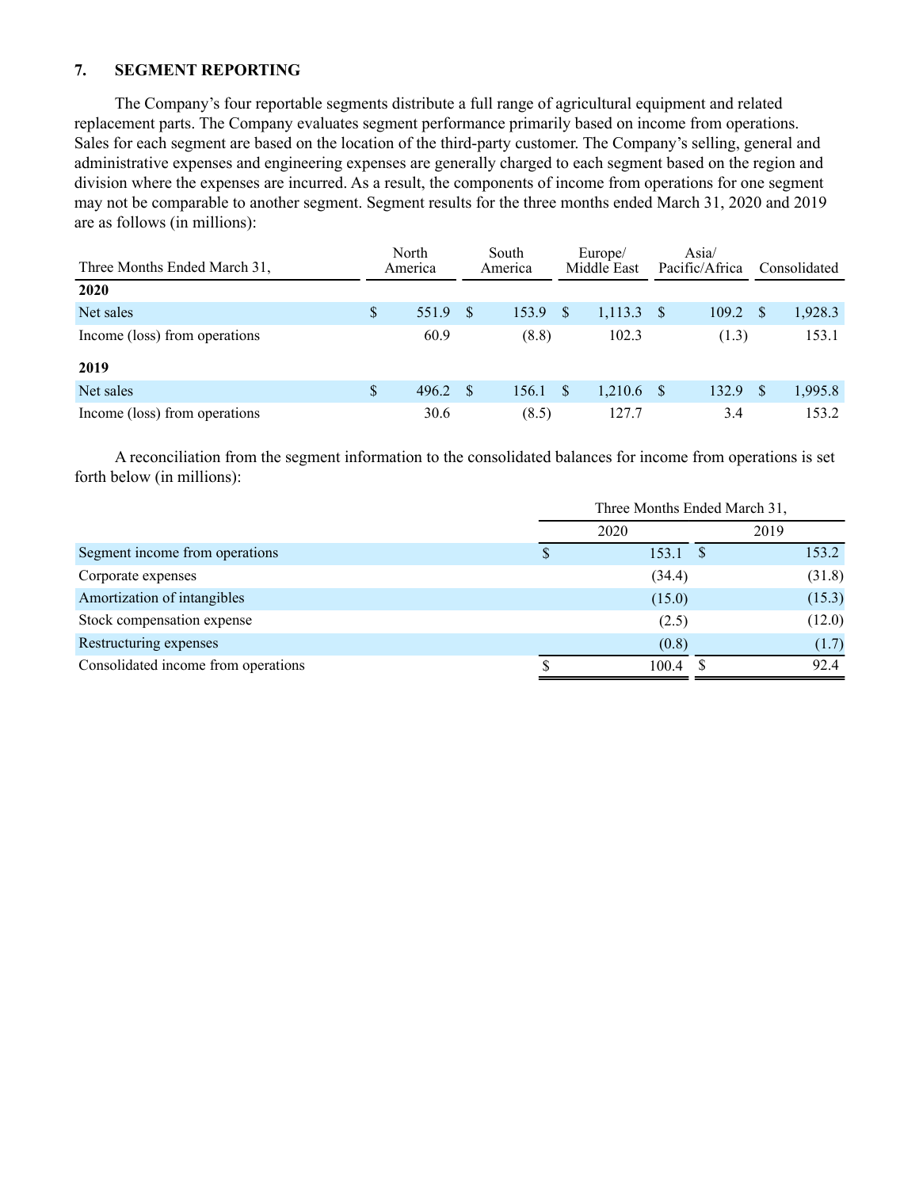## 7. SEGMENT REPORTING

The Company's four reportable segments distribute a full range of agricultural equipment and related replacement parts. The Company evaluates segment performance primarily based on income from operations. Sales for each segment are based on the location of the third-party customer. The Company's selling, general and administrative expenses and engineering expenses are generally charged to each segment based on the region and division where the expenses are incurred. As a result, the components of income from operations for one segment may not be comparable to another segment. Segment results for the three months ended March 31, 2020 and 2019 are as follows (in millions):

| Three Months Ended March 31, | North America | South America | Europe/ Middle East | Asia/ Pacific/Africa | Consolidated |
|---|---|---|---|---|---|
| **2020** | | | | | |
| Net sales | $ 551.9 | $ 153.9 | $ 1,113.3 | $ 109.2 | $ 1,928.3 |
| Income (loss) from operations | 60.9 | (8.8) | 102.3 | (1.3) | 153.1 |
| **2019** | | | | | |
| Net sales | $ 496.2 | $ 156.1 | $ 1,210.6 | $ 132.9 | $ 1,995.8 |
| Income (loss) from operations | 30.6 | (8.5) | 127.7 | 3.4 | 153.2 |

A reconciliation from the segment information to the consolidated balances for income from operations is set forth below (in millions):

| | Three Months Ended March 31, | |
|---|---|---|
| | 2020 | 2019 |
| Segment income from operations | $ 153.1 | $ 153.2 |
| Corporate expenses | (34.4) | (31.8) |
| Amortization of intangibles | (15.0) | (15.3) |
| Stock compensation expense | (2.5) | (12.0) |
| Restructuring expenses | (0.8) | (1.7) |
| Consolidated income from operations | $ 100.4 | $ 92.4 |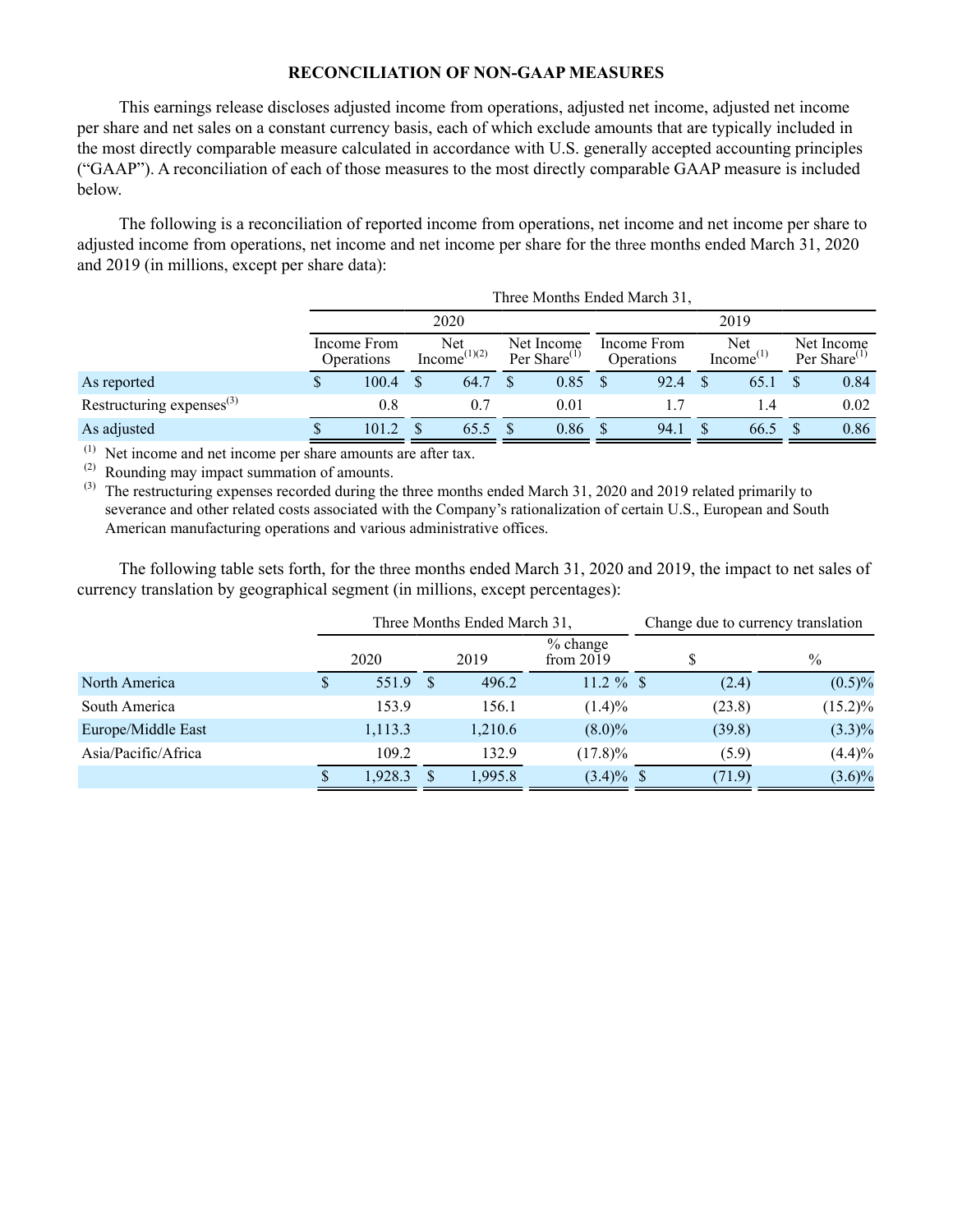**RECONCILIATION OF NON-GAAP MEASURES**

This earnings release discloses adjusted income from operations, adjusted net income, adjusted net income per share and net sales on a constant currency basis, each of which exclude amounts that are typically included in the most directly comparable measure calculated in accordance with U.S. generally accepted accounting principles ("GAAP"). A reconciliation of each of those measures to the most directly comparable GAAP measure is included below.

The following is a reconciliation of reported income from operations, net income and net income per share to adjusted income from operations, net income and net income per share for the three months ended March 31, 2020 and 2019 (in millions, except per share data):

| | Three Months Ended March 31, | | | | | |
|---|---|---|---|---|---|---|
| | 2020 | | | 2019 | | |
| | Income From Operations | Net Income[(1)(2)] | Net Income Per Share[(1)] | Income From Operations | Net Income[(1)] | Net Income Per Share[(1)] |
| As reported | $ 100.4 | $ 64.7 | $ 0.85 | $ 92.4 | $ 65.1 | $ 0.84 |
| Restructuring expenses[(3)] | 0.8 | 0.7 | 0.01 | 1.7 | 1.4 | 0.02 |
| As adjusted | $ 101.2 | $ 65.5 | $ 0.86 | $ 94.1 | $ 66.5 | $ 0.86 |

(1) Net income and net income per share amounts are after tax.

(2) Rounding may impact summation of amounts.

(3) The restructuring expenses recorded during the three months ended March 31, 2020 and 2019 related primarily to severance and other related costs associated with the Company's rationalization of certain U.S., European and South American manufacturing operations and various administrative offices.

The following table sets forth, for the three months ended March 31, 2020 and 2019, the impact to net sales of currency translation by geographical segment (in millions, except percentages):

| | Three Months Ended March 31, | | | Change due to currency translation | |
|---|---|---|---|---|---|
| | 2020 | 2019 | % change from 2019 | $ | % |
| North America | $ 551.9 | $ 496.2 | 11.2 % | $ (2.4) | (0.5)% |
| South America | 153.9 | 156.1 | (1.4)% | (23.8) | (15.2)% |
| Europe/Middle East | 1,113.3 | 1,210.6 | (8.0)% | (39.8) | (3.3)% |
| Asia/Pacific/Africa | 109.2 | 132.9 | (17.8)% | (5.9) | (4.4)% |
| | $ 1,928.3 | $ 1,995.8 | (3.4)% | $ (71.9) | (3.6)% |